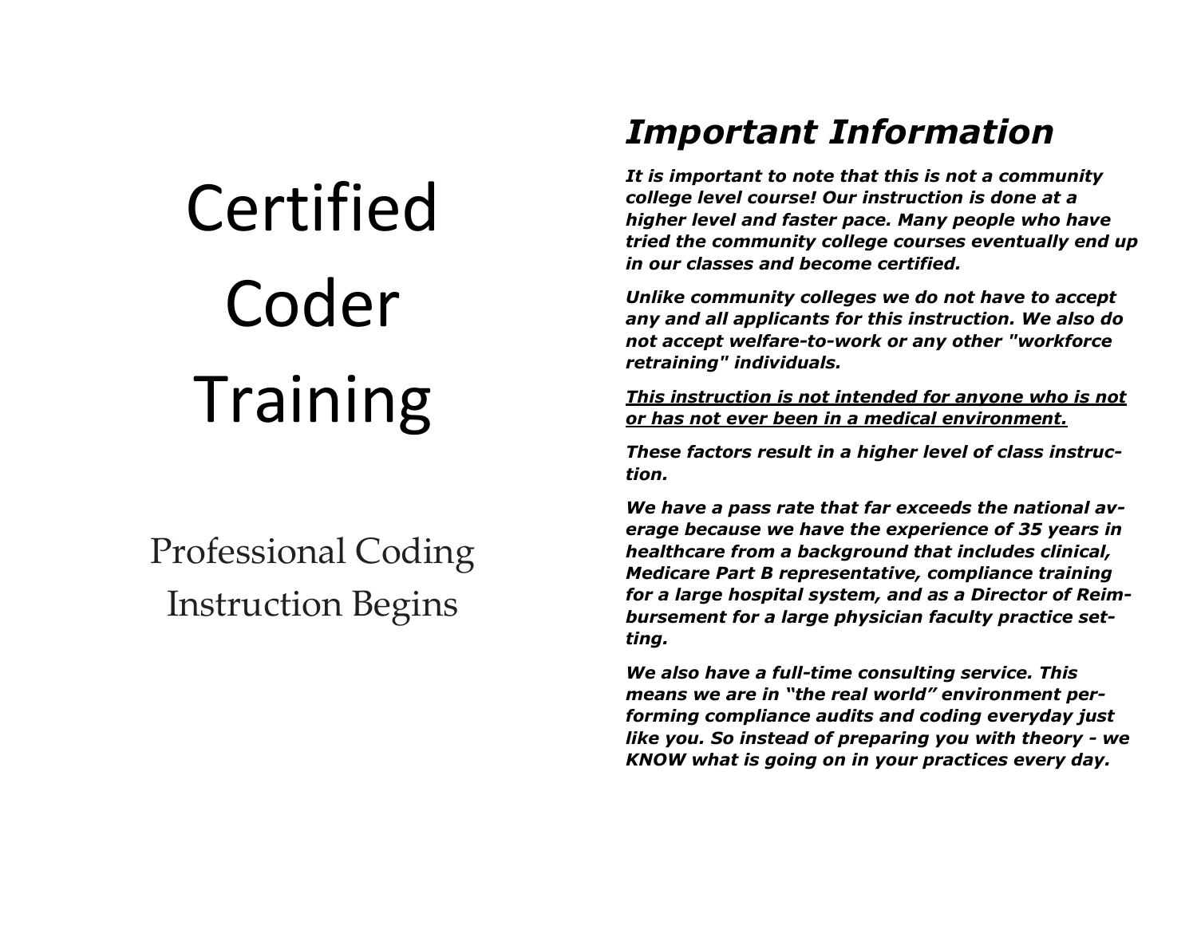# Certified Coder Training

Professional Coding Instruction Begins

## *Important Information*

***It is important to note that this is not a community college level course! Our instruction is done at a higher level and faster pace. Many people who have tried the community college courses eventually end up in our classes and become certified.***

***Unlike community colleges we do not have to accept any and all applicants for this instruction. We also do not accept welfare-to-work or any other "workforce retraining" individuals.***

***<u>This instruction is not intended for anyone who is not or has not ever been in a medical environment.</u>***

***These factors result in a higher level of class instruction.***

***We have a pass rate that far exceeds the national average because we have the experience of 35 years in healthcare from a background that includes clinical, Medicare Part B representative, compliance training for a large hospital system, and as a Director of Reimbursement for a large physician faculty practice setting.***

***We also have a full-time consulting service. This means we are in "the real world" environment performing compliance audits and coding everyday just like you. So instead of preparing you with theory - we KNOW what is going on in your practices every day.***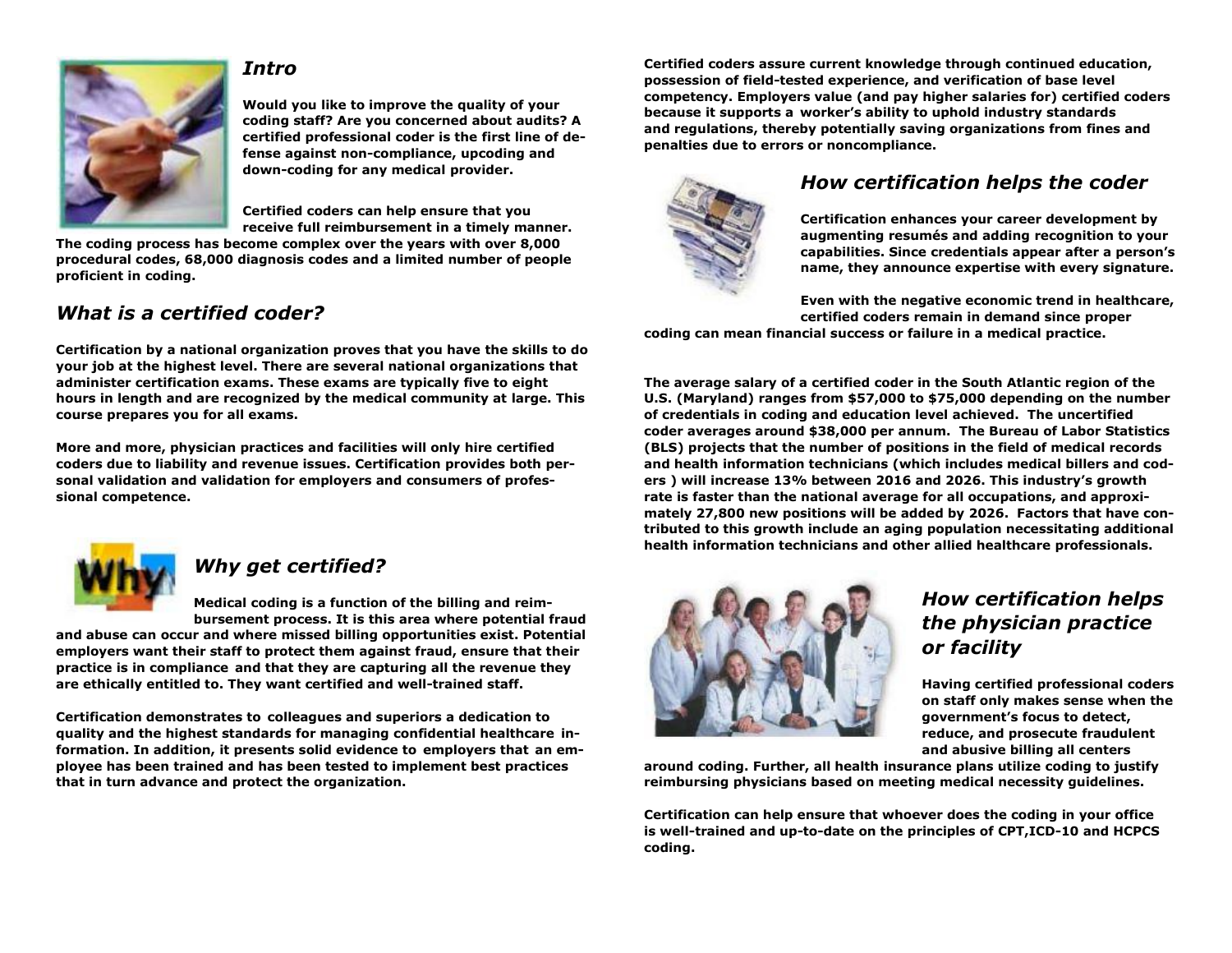## *Intro*

**Would you like to improve the quality of your coding staff? Are you concerned about audits? A certified professional coder is the first line of defense against non-compliance, upcoding and down-coding for any medical provider.**

**Certified coders can help ensure that you receive full reimbursement in a timely manner. The coding process has become complex over the years with over 8,000 procedural codes, 68,000 diagnosis codes and a limited number of people proficient in coding.**

## *What is a certified coder?*

**Certification by a national organization proves that you have the skills to do your job at the highest level. There are several national organizations that administer certification exams. These exams are typically five to eight hours in length and are recognized by the medical community at large. This course prepares you for all exams.**

**More and more, physician practices and facilities will only hire certified coders due to liability and revenue issues. Certification provides both personal validation and validation for employers and consumers of professional competence.**

## *Why get certified?*

**Medical coding is a function of the billing and reimbursement process. It is this area where potential fraud and abuse can occur and where missed billing opportunities exist. Potential employers want their staff to protect them against fraud, ensure that their practice is in compliance and that they are capturing all the revenue they are ethically entitled to. They want certified and well-trained staff.**

**Certification demonstrates to colleagues and superiors a dedication to quality and the highest standards for managing confidential healthcare information. In addition, it presents solid evidence to employers that an employee has been trained and has been tested to implement best practices that in turn advance and protect the organization.**

**Certified coders assure current knowledge through continued education, possession of field-tested experience, and verification of base level competency. Employers value (and pay higher salaries for) certified coders because it supports a worker's ability to uphold industry standards and regulations, thereby potentially saving organizations from fines and penalties due to errors or noncompliance.**

## *How certification helps the coder*

**Certification enhances your career development by augmenting resumés and adding recognition to your capabilities. Since credentials appear after a person's name, they announce expertise with every signature.**

**Even with the negative economic trend in healthcare, certified coders remain in demand since proper coding can mean financial success or failure in a medical practice.**

**The average salary of a certified coder in the South Atlantic region of the U.S. (Maryland) ranges from $57,000 to $75,000 depending on the number of credentials in coding and education level achieved. The uncertified coder averages around $38,000 per annum. The Bureau of Labor Statistics (BLS) projects that the number of positions in the field of medical records and health information technicians (which includes medical billers and coders ) will increase 13% between 2016 and 2026. This industry's growth rate is faster than the national average for all occupations, and approximately 27,800 new positions will be added by 2026. Factors that have contributed to this growth include an aging population necessitating additional health information technicians and other allied healthcare professionals.**

## *How certification helps the physician practice or facility*

**Having certified professional coders on staff only makes sense when the government's focus to detect, reduce, and prosecute fraudulent and abusive billing all centers around coding. Further, all health insurance plans utilize coding to justify reimbursing physicians based on meeting medical necessity guidelines.**

**Certification can help ensure that whoever does the coding in your office is well-trained and up-to-date on the principles of CPT,ICD-10 and HCPCS coding.**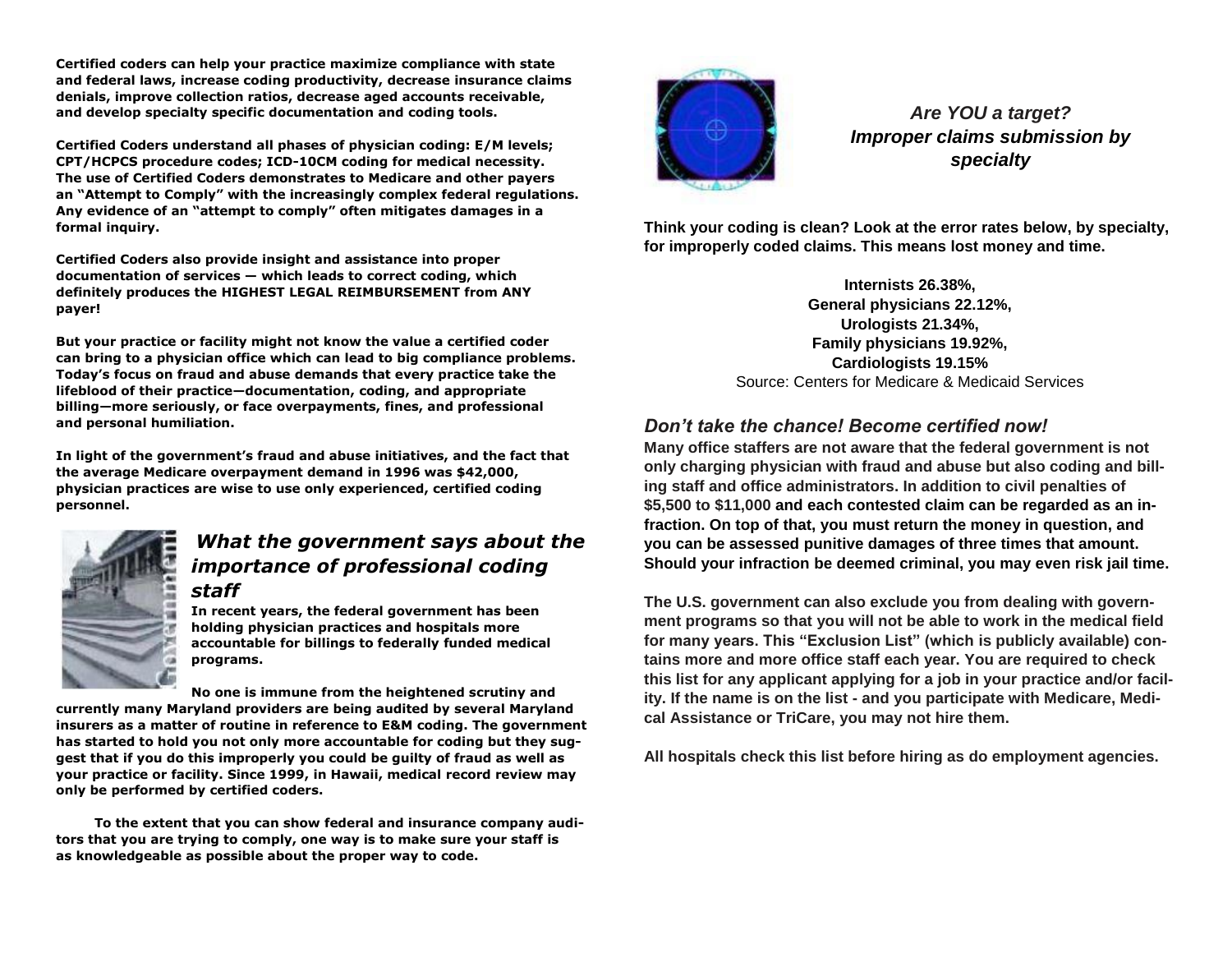**Certified coders can help your practice maximize compliance with state and federal laws, increase coding productivity, decrease insurance claims denials, improve collection ratios, decrease aged accounts receivable, and develop specialty specific documentation and coding tools.**

**Certified Coders understand all phases of physician coding: E/M levels; CPT/HCPCS procedure codes; ICD-10CM coding for medical necessity. The use of Certified Coders demonstrates to Medicare and other payers an "Attempt to Comply" with the increasingly complex federal regulations. Any evidence of an "attempt to comply" often mitigates damages in a formal inquiry.**

**Certified Coders also provide insight and assistance into proper documentation of services — which leads to correct coding, which definitely produces the HIGHEST LEGAL REIMBURSEMENT from ANY payer!**

**But your practice or facility might not know the value a certified coder can bring to a physician office which can lead to big compliance problems. Today's focus on fraud and abuse demands that every practice take the lifeblood of their practice—documentation, coding, and appropriate billing—more seriously, or face overpayments, fines, and professional and personal humiliation.**

**In light of the government's fraud and abuse initiatives, and the fact that the average Medicare overpayment demand in 1996 was $42,000, physician practices are wise to use only experienced, certified coding personnel.**

## *What the government says about the importance of professional coding staff*

**In recent years, the federal government has been holding physician practices and hospitals more accountable for billings to federally funded medical programs.**

**No one is immune from the heightened scrutiny and currently many Maryland providers are being audited by several Maryland insurers as a matter of routine in reference to E&M coding. The government has started to hold you not only more accountable for coding but they suggest that if you do this improperly you could be guilty of fraud as well as your practice or facility. Since 1999, in Hawaii, medical record review may only be performed by certified coders.**

**To the extent that you can show federal and insurance company auditors that you are trying to comply, one way is to make sure your staff is as knowledgeable as possible about the proper way to code.**

## *Are YOU a target? Improper claims submission by specialty*

**Think your coding is clean? Look at the error rates below, by specialty, for improperly coded claims. This means lost money and time.**

**Internists 26.38%,**
**General physicians 22.12%,**
**Urologists 21.34%,**
**Family physicians 19.92%,**
**Cardiologists 19.15%**
Source: Centers for Medicare & Medicaid Services

## *Don't take the chance! Become certified now!*

**Many office staffers are not aware that the federal government is not only charging physician with fraud and abuse but also coding and billing staff and office administrators. In addition to civil penalties of $5,500 to $11,000 and each contested claim can be regarded as an infraction. On top of that, you must return the money in question, and you can be assessed punitive damages of three times that amount. Should your infraction be deemed criminal, you may even risk jail time.**

**The U.S. government can also exclude you from dealing with government programs so that you will not be able to work in the medical field for many years. This "Exclusion List" (which is publicly available) contains more and more office staff each year. You are required to check this list for any applicant applying for a job in your practice and/or facility. If the name is on the list - and you participate with Medicare, Medical Assistance or TriCare, you may not hire them.**

**All hospitals check this list before hiring as do employment agencies.**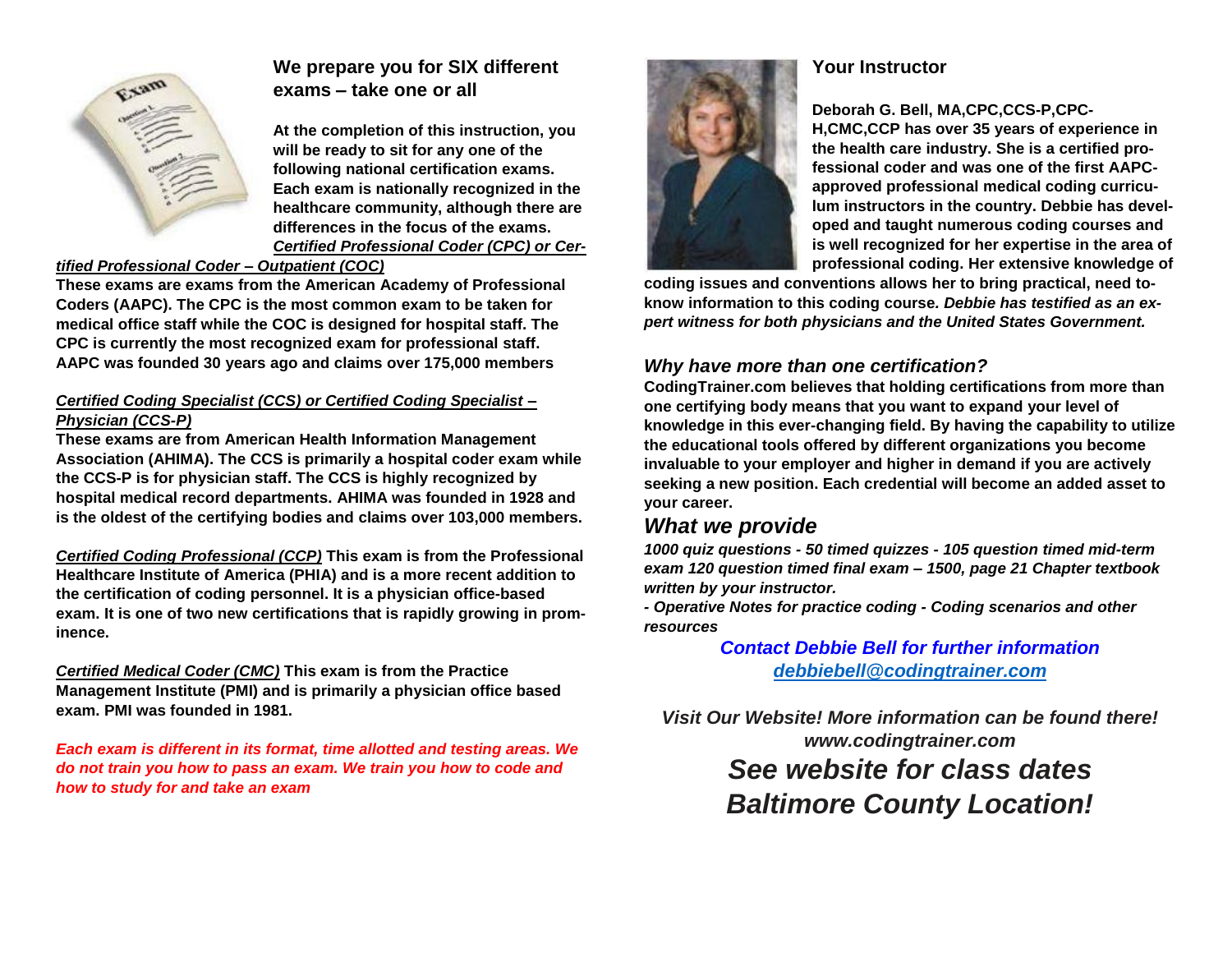## We prepare you for SIX different exams – take one or all

**At the completion of this instruction, you will be ready to sit for any one of the following national certification exams. Each exam is nationally recognized in the healthcare community, although there are differences in the focus of the exams.**

***Certified Professional Coder (CPC) or Certified Professional Coder – Outpatient (COC)***

**These exams are exams from the American Academy of Professional Coders (AAPC). The CPC is the most common exam to be taken for medical office staff while the COC is designed for hospital staff. The CPC is currently the most recognized exam for professional staff. AAPC was founded 30 years ago and claims over 175,000 members**

***Certified Coding Specialist (CCS) or Certified Coding Specialist – Physician (CCS-P)***

**These exams are from American Health Information Management Association (AHIMA). The CCS is primarily a hospital coder exam while the CCS-P is for physician staff. The CCS is highly recognized by hospital medical record departments. AHIMA was founded in 1928 and is the oldest of the certifying bodies and claims over 103,000 members.**

***Certified Coding Professional (CCP)*** **This exam is from the Professional Healthcare Institute of America (PHIA) and is a more recent addition to the certification of coding personnel. It is a physician office-based exam. It is one of two new certifications that is rapidly growing in prominence.**

***Certified Medical Coder (CMC)*** **This exam is from the Practice Management Institute (PMI) and is primarily a physician office based exam. PMI was founded in 1981.**

***Each exam is different in its format, time allotted and testing areas. We do not train you how to pass an exam. We train you how to code and how to study for and take an exam***

## Your Instructor

**Deborah G. Bell, MA,CPC,CCS-P,CPC-H,CMC,CCP has over 35 years of experience in the health care industry. She is a certified professional coder and was one of the first AAPC-approved professional medical coding curriculum instructors in the country. Debbie has developed and taught numerous coding courses and is well recognized for her expertise in the area of professional coding. Her extensive knowledge of coding issues and conventions allows her to bring practical, need to-know information to this coding course. *Debbie has testified as an expert witness for both physicians and the United States Government.***

### *Why have more than one certification?*

**CodingTrainer.com believes that holding certifications from more than one certifying body means that you want to expand your level of knowledge in this ever-changing field. By having the capability to utilize the educational tools offered by different organizations you become invaluable to your employer and higher in demand if you are actively seeking a new position. Each credential will become an added asset to your career.**

## *What we provide*

***1000 quiz questions - 50 timed quizzes - 105 question timed mid-term exam 120 question timed final exam – 1500, page 21 Chapter textbook written by your instructor.***

***- Operative Notes for practice coding - Coding scenarios and other resources***

***Contact Debbie Bell for further information***
***debbiebell@codingtrainer.com***

***Visit Our Website! More information can be found there!***
***www.codingtrainer.com***

## *See website for class dates*
## *Baltimore County Location!*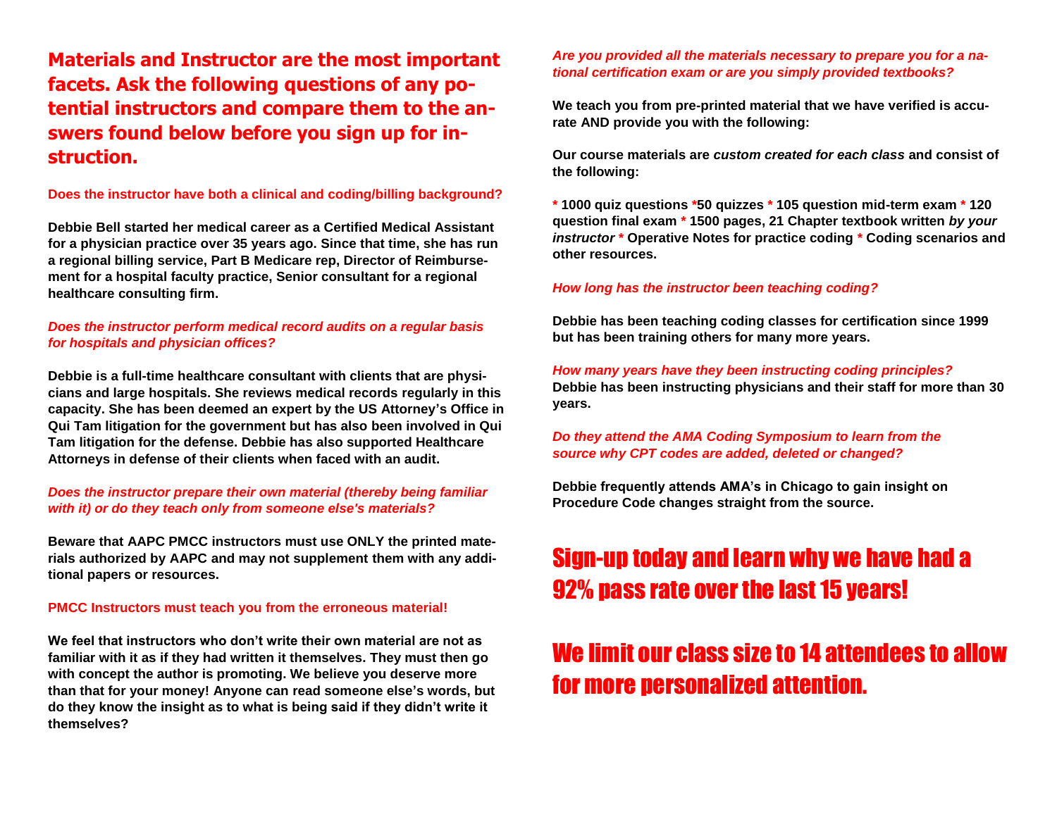## Materials and Instructor are the most important facets. Ask the following questions of any potential instructors and compare them to the answers found below before you sign up for instruction.

**Does the instructor have both a clinical and coding/billing background?**

**Debbie Bell started her medical career as a Certified Medical Assistant for a physician practice over 35 years ago. Since that time, she has run a regional billing service, Part B Medicare rep, Director of Reimbursement for a hospital faculty practice, Senior consultant for a regional healthcare consulting firm.**

***Does the instructor perform medical record audits on a regular basis for hospitals and physician offices?***

**Debbie is a full-time healthcare consultant with clients that are physicians and large hospitals. She reviews medical records regularly in this capacity. She has been deemed an expert by the US Attorney's Office in Qui Tam litigation for the government but has also been involved in Qui Tam litigation for the defense. Debbie has also supported Healthcare Attorneys in defense of their clients when faced with an audit.**

***Does the instructor prepare their own material (thereby being familiar with it) or do they teach only from someone else's materials?***

**Beware that AAPC PMCC instructors must use ONLY the printed materials authorized by AAPC and may not supplement them with any additional papers or resources.**

**PMCC Instructors must teach you from the erroneous material!**

**We feel that instructors who don't write their own material are not as familiar with it as if they had written it themselves. They must then go with concept the author is promoting. We believe you deserve more than that for your money! Anyone can read someone else's words, but do they know the insight as to what is being said if they didn't write it themselves?**

***Are you provided all the materials necessary to prepare you for a national certification exam or are you simply provided textbooks?***

**We teach you from pre-printed material that we have verified is accurate AND provide you with the following:**

**Our course materials are *custom created for each class* and consist of the following:**

**\* 1000 quiz questions \*50 quizzes \* 105 question mid-term exam \* 120 question final exam \* 1500 pages, 21 Chapter textbook written *by your instructor* \* Operative Notes for practice coding \* Coding scenarios and other resources.**

***How long has the instructor been teaching coding?***

**Debbie has been teaching coding classes for certification since 1999 but has been training others for many more years.**

***How many years have they been instructing coding principles?***
**Debbie has been instructing physicians and their staff for more than 30 years.**

***Do they attend the AMA Coding Symposium to learn from the source why CPT codes are added, deleted or changed?***

**Debbie frequently attends AMA's in Chicago to gain insight on Procedure Code changes straight from the source.**

## Sign-up today and learn why we have had a 92% pass rate over the last 15 years!

## We limit our class size to 14 attendees to allow for more personalized attention.